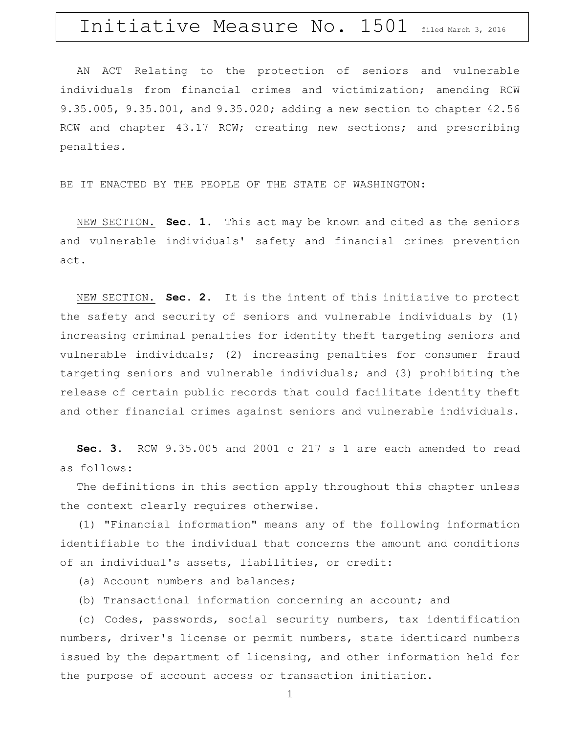# Initiative Measure No. 1501 filed March 3, 2016

AN ACT Relating to the protection of seniors and vulnerable individuals from financial crimes and victimization; amending RCW 9.35.005, 9.35.001, and 9.35.020; adding a new section to chapter 42.56 RCW and chapter 43.17 RCW; creating new sections; and prescribing penalties.

BE IT ENACTED BY THE PEOPLE OF THE STATE OF WASHINGTON:

<u>NEW SECTION.</u> **Sec. 1.** This act may be known and cited as the seniors and vulnerable individuals' safety and financial crimes prevention act.

<u>NEW SECTION.</u> **Sec. 2.** It is the intent of this initiative to protect the safety and security of seniors and vulnerable individuals by (1) increasing criminal penalties for identity theft targeting seniors and vulnerable individuals; (2) increasing penalties for consumer fraud targeting seniors and vulnerable individuals; and (3) prohibiting the release of certain public records that could facilitate identity theft and other financial crimes against seniors and vulnerable individuals.

**Sec. 3.** RCW 9.35.005 and 2001 c 217 s 1 are each amended to read as follows:

The definitions in this section apply throughout this chapter unless the context clearly requires otherwise.

(1) "Financial information" means any of the following information identifiable to the individual that concerns the amount and conditions of an individual's assets, liabilities, or credit:

(a) Account numbers and balances;

(b) Transactional information concerning an account; and

(c) Codes, passwords, social security numbers, tax identification numbers, driver's license or permit numbers, state identicard numbers issued by the department of licensing, and other information held for the purpose of account access or transaction initiation.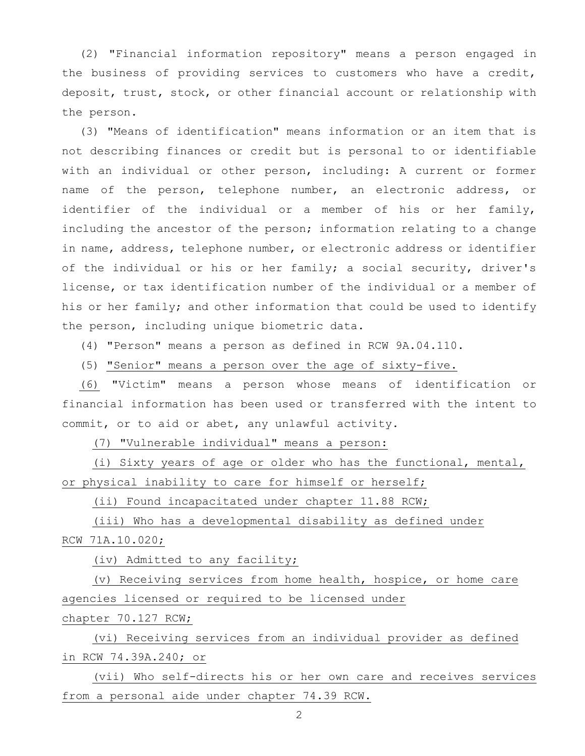(2) "Financial information repository" means a person engaged in the business of providing services to customers who have a credit, deposit, trust, stock, or other financial account or relationship with the person.

(3) "Means of identification" means information or an item that is not describing finances or credit but is personal to or identifiable with an individual or other person, including: A current or former name of the person, telephone number, an electronic address, or identifier of the individual or a member of his or her family, including the ancestor of the person; information relating to a change in name, address, telephone number, or electronic address or identifier of the individual or his or her family; a social security, driver's license, or tax identification number of the individual or a member of his or her family; and other information that could be used to identify the person, including unique biometric data.

(4) "Person" means a person as defined in RCW 9A.04.110.

(5) "Senior" means a person over the age of sixty-five.

(6) "Victim" means a person whose means of identification or financial information has been used or transferred with the intent to commit, or to aid or abet, any unlawful activity.

(7) "Vulnerable individual" means a person:

(i) Sixty years of age or older who has the functional, mental, or physical inability to care for himself or herself;

(ii) Found incapacitated under chapter 11.88 RCW;

(iii) Who has a developmental disability as defined under RCW 71A.10.020;

(iv) Admitted to any facility;

(v) Receiving services from home health, hospice, or home care agencies licensed or required to be licensed under chapter 70.127 RCW;

(vi) Receiving services from an individual provider as defined in RCW 74.39A.240; or

(vii) Who self-directs his or her own care and receives services from a personal aide under chapter 74.39 RCW.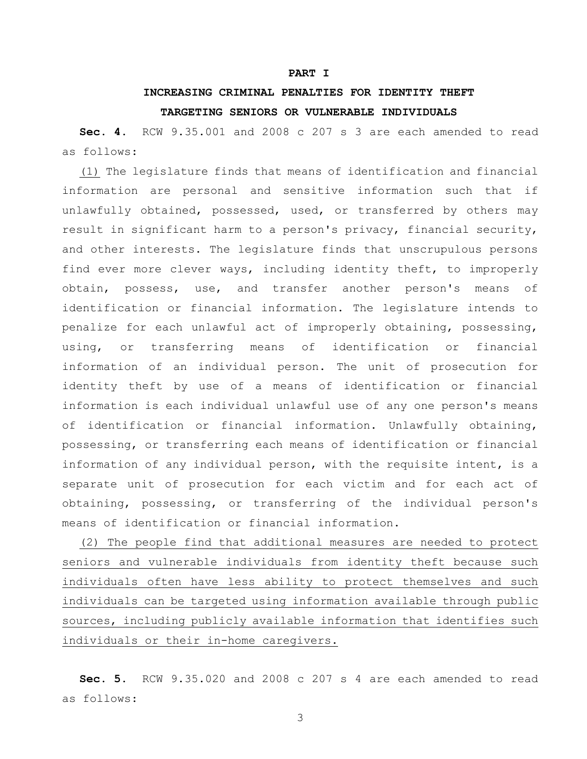**PART I**

**INCREASING CRIMINAL PENALTIES FOR IDENTITY THEFT TARGETING SENIORS OR VULNERABLE INDIVIDUALS**

**Sec. 4.** RCW 9.35.001 and 2008 c 207 s 3 are each amended to read as follows:

<u>(1)</u> The legislature finds that means of identification and financial information are personal and sensitive information such that if unlawfully obtained, possessed, used, or transferred by others may result in significant harm to a person's privacy, financial security, and other interests. The legislature finds that unscrupulous persons find ever more clever ways, including identity theft, to improperly obtain, possess, use, and transfer another person's means of identification or financial information. The legislature intends to penalize for each unlawful act of improperly obtaining, possessing, using, or transferring means of identification or financial information of an individual person. The unit of prosecution for identity theft by use of a means of identification or financial information is each individual unlawful use of any one person's means of identification or financial information. Unlawfully obtaining, possessing, or transferring each means of identification or financial information of any individual person, with the requisite intent, is a separate unit of prosecution for each victim and for each act of obtaining, possessing, or transferring of the individual person's means of identification or financial information.

<u>(2) The people find that additional measures are needed to protect seniors and vulnerable individuals from identity theft because such individuals often have less ability to protect themselves and such individuals can be targeted using information available through public sources, including publicly available information that identifies such individuals or their in-home caregivers.</u>

**Sec. 5.** RCW 9.35.020 and 2008 c 207 s 4 are each amended to read as follows: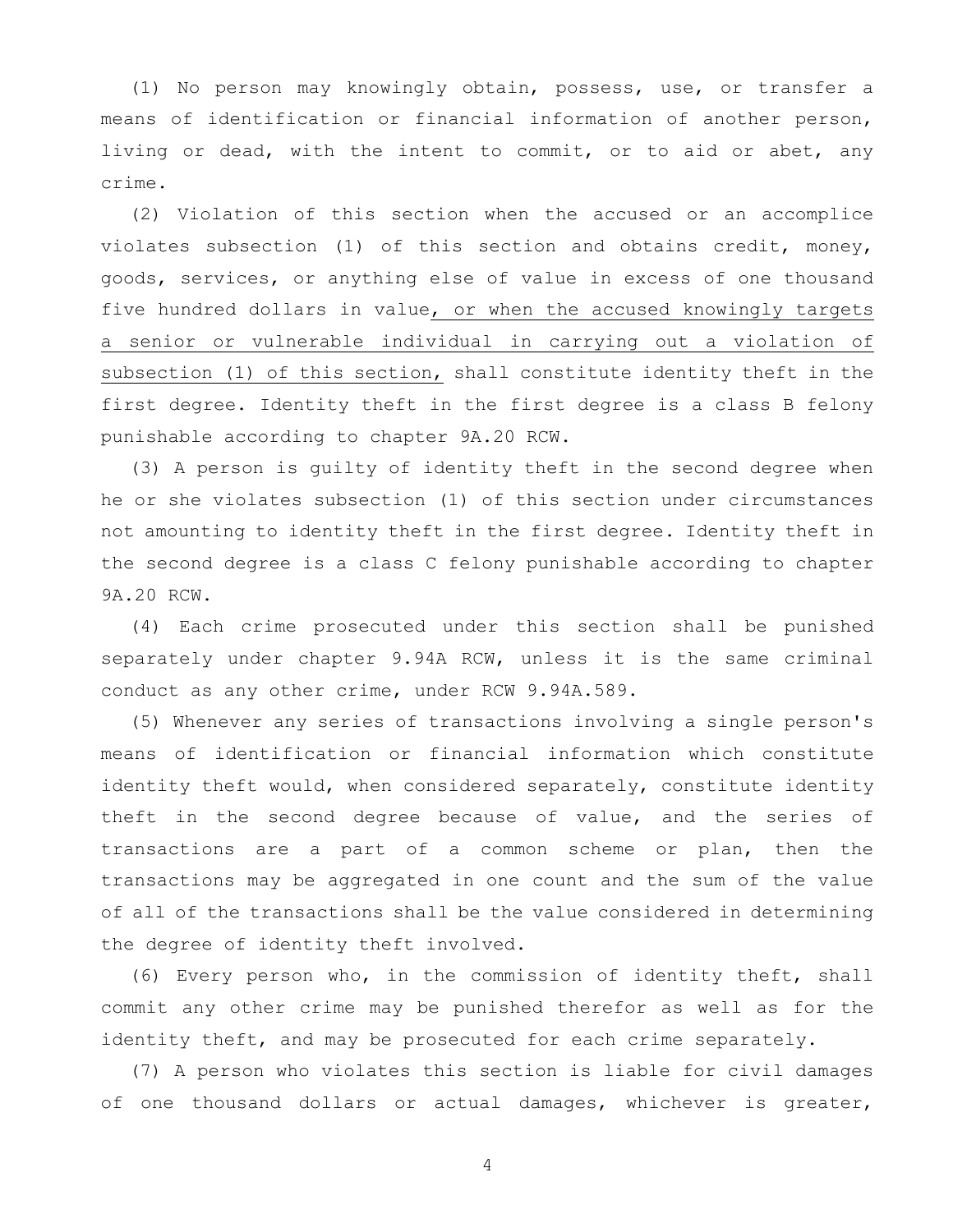(1) No person may knowingly obtain, possess, use, or transfer a means of identification or financial information of another person, living or dead, with the intent to commit, or to aid or abet, any crime.

(2) Violation of this section when the accused or an accomplice violates subsection (1) of this section and obtains credit, money, goods, services, or anything else of value in excess of one thousand five hundred dollars in value, or when the accused knowingly targets a senior or vulnerable individual in carrying out a violation of subsection (1) of this section, shall constitute identity theft in the first degree. Identity theft in the first degree is a class B felony punishable according to chapter 9A.20 RCW.

(3) A person is guilty of identity theft in the second degree when he or she violates subsection (1) of this section under circumstances not amounting to identity theft in the first degree. Identity theft in the second degree is a class C felony punishable according to chapter 9A.20 RCW.

(4) Each crime prosecuted under this section shall be punished separately under chapter 9.94A RCW, unless it is the same criminal conduct as any other crime, under RCW 9.94A.589.

(5) Whenever any series of transactions involving a single person's means of identification or financial information which constitute identity theft would, when considered separately, constitute identity theft in the second degree because of value, and the series of transactions are a part of a common scheme or plan, then the transactions may be aggregated in one count and the sum of the value of all of the transactions shall be the value considered in determining the degree of identity theft involved.

(6) Every person who, in the commission of identity theft, shall commit any other crime may be punished therefor as well as for the identity theft, and may be prosecuted for each crime separately.

(7) A person who violates this section is liable for civil damages of one thousand dollars or actual damages, whichever is greater,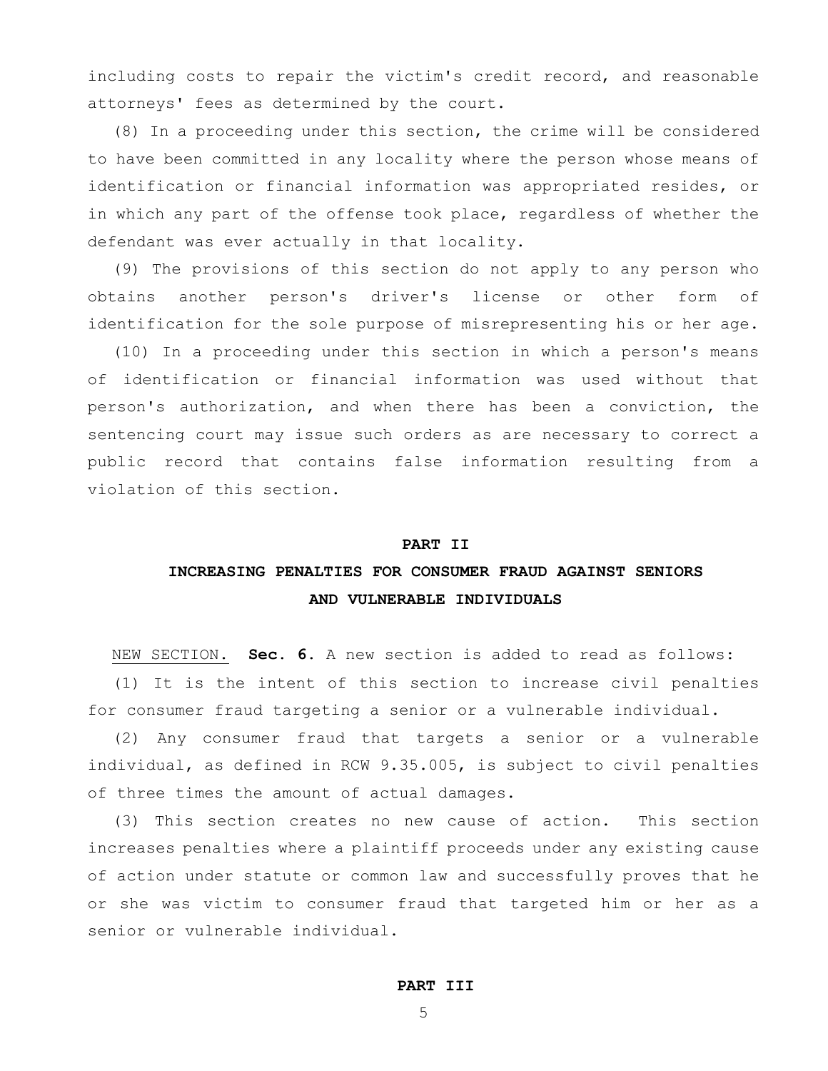including costs to repair the victim's credit record, and reasonable attorneys' fees as determined by the court.

(8) In a proceeding under this section, the crime will be considered to have been committed in any locality where the person whose means of identification or financial information was appropriated resides, or in which any part of the offense took place, regardless of whether the defendant was ever actually in that locality.

(9) The provisions of this section do not apply to any person who obtains another person's driver's license or other form of identification for the sole purpose of misrepresenting his or her age.

(10) In a proceeding under this section in which a person's means of identification or financial information was used without that person's authorization, and when there has been a conviction, the sentencing court may issue such orders as are necessary to correct a public record that contains false information resulting from a violation of this section.

## PART II
## INCREASING PENALTIES FOR CONSUMER FRAUD AGAINST SENIORS AND VULNERABLE INDIVIDUALS

NEW SECTION. **Sec. 6.** A new section is added to read as follows:

(1) It is the intent of this section to increase civil penalties for consumer fraud targeting a senior or a vulnerable individual.

(2) Any consumer fraud that targets a senior or a vulnerable individual, as defined in RCW 9.35.005, is subject to civil penalties of three times the amount of actual damages.

(3) This section creates no new cause of action. This section increases penalties where a plaintiff proceeds under any existing cause of action under statute or common law and successfully proves that he or she was victim to consumer fraud that targeted him or her as a senior or vulnerable individual.

## PART III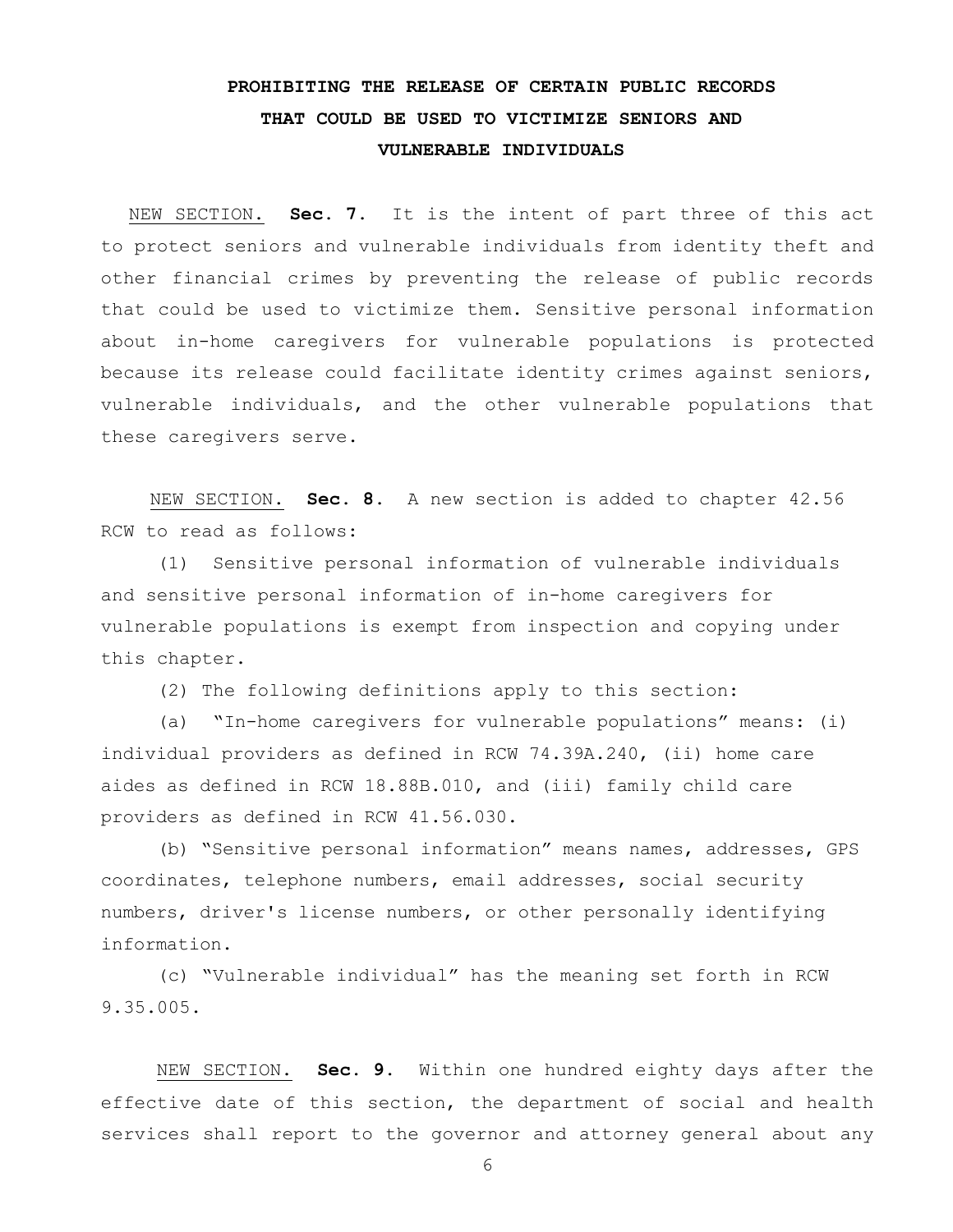# PROHIBITING THE RELEASE OF CERTAIN PUBLIC RECORDS THAT COULD BE USED TO VICTIMIZE SENIORS AND VULNERABLE INDIVIDUALS

NEW SECTION. **Sec. 7.** It is the intent of part three of this act to protect seniors and vulnerable individuals from identity theft and other financial crimes by preventing the release of public records that could be used to victimize them. Sensitive personal information about in-home caregivers for vulnerable populations is protected because its release could facilitate identity crimes against seniors, vulnerable individuals, and the other vulnerable populations that these caregivers serve.

NEW SECTION. **Sec. 8.** A new section is added to chapter 42.56 RCW to read as follows:

(1) Sensitive personal information of vulnerable individuals and sensitive personal information of in-home caregivers for vulnerable populations is exempt from inspection and copying under this chapter.

(2) The following definitions apply to this section:

(a) "In-home caregivers for vulnerable populations" means: (i) individual providers as defined in RCW 74.39A.240, (ii) home care aides as defined in RCW 18.88B.010, and (iii) family child care providers as defined in RCW 41.56.030.

(b) "Sensitive personal information" means names, addresses, GPS coordinates, telephone numbers, email addresses, social security numbers, driver's license numbers, or other personally identifying information.

(c) "Vulnerable individual" has the meaning set forth in RCW 9.35.005.

NEW SECTION. **Sec. 9.** Within one hundred eighty days after the effective date of this section, the department of social and health services shall report to the governor and attorney general about any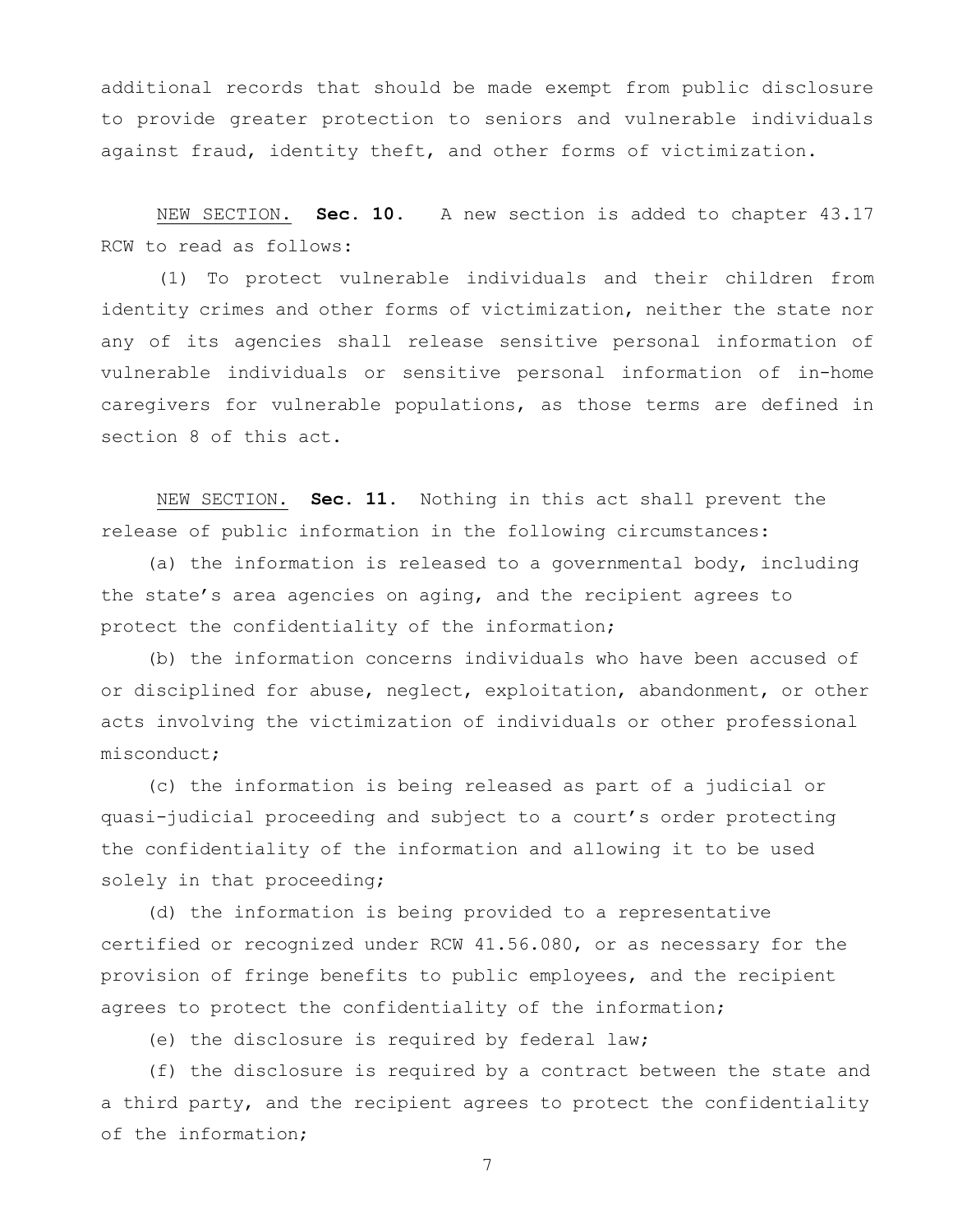additional records that should be made exempt from public disclosure to provide greater protection to seniors and vulnerable individuals against fraud, identity theft, and other forms of victimization.

NEW SECTION. **Sec. 10.** A new section is added to chapter 43.17 RCW to read as follows:

(1) To protect vulnerable individuals and their children from identity crimes and other forms of victimization, neither the state nor any of its agencies shall release sensitive personal information of vulnerable individuals or sensitive personal information of in-home caregivers for vulnerable populations, as those terms are defined in section 8 of this act.

NEW SECTION. **Sec. 11.** Nothing in this act shall prevent the release of public information in the following circumstances:

(a) the information is released to a governmental body, including the state's area agencies on aging, and the recipient agrees to protect the confidentiality of the information;

(b) the information concerns individuals who have been accused of or disciplined for abuse, neglect, exploitation, abandonment, or other acts involving the victimization of individuals or other professional misconduct;

(c) the information is being released as part of a judicial or quasi-judicial proceeding and subject to a court's order protecting the confidentiality of the information and allowing it to be used solely in that proceeding;

(d) the information is being provided to a representative certified or recognized under RCW 41.56.080, or as necessary for the provision of fringe benefits to public employees, and the recipient agrees to protect the confidentiality of the information;

(e) the disclosure is required by federal law;

(f) the disclosure is required by a contract between the state and a third party, and the recipient agrees to protect the confidentiality of the information;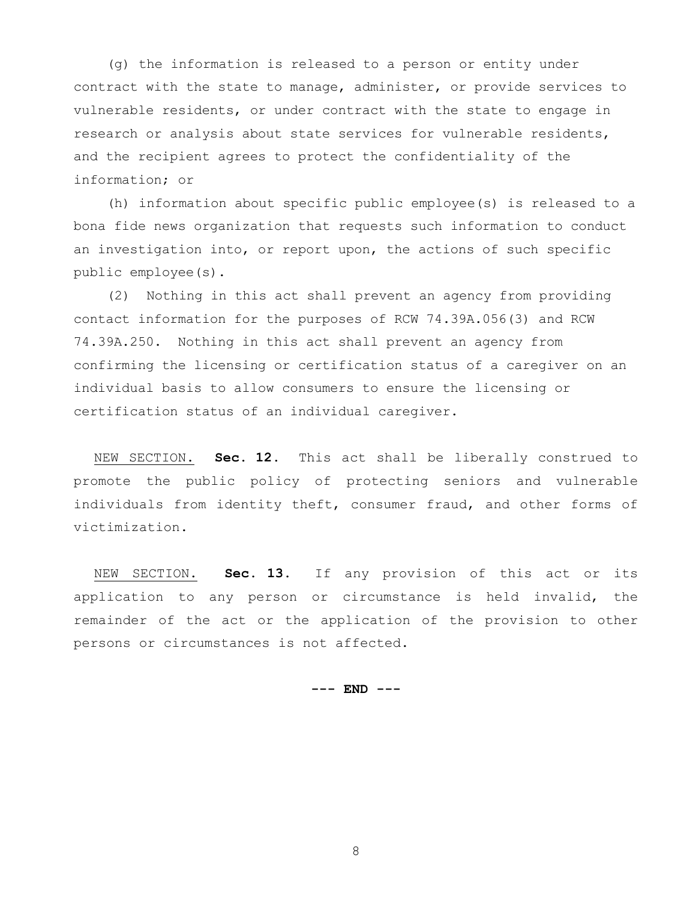(g) the information is released to a person or entity under contract with the state to manage, administer, or provide services to vulnerable residents, or under contract with the state to engage in research or analysis about state services for vulnerable residents, and the recipient agrees to protect the confidentiality of the information; or

(h) information about specific public employee(s) is released to a bona fide news organization that requests such information to conduct an investigation into, or report upon, the actions of such specific public employee(s).

(2) Nothing in this act shall prevent an agency from providing contact information for the purposes of RCW 74.39A.056(3) and RCW 74.39A.250. Nothing in this act shall prevent an agency from confirming the licensing or certification status of a caregiver on an individual basis to allow consumers to ensure the licensing or certification status of an individual caregiver.

NEW SECTION. **Sec. 12.** This act shall be liberally construed to promote the public policy of protecting seniors and vulnerable individuals from identity theft, consumer fraud, and other forms of victimization.

NEW SECTION. **Sec. 13.** If any provision of this act or its application to any person or circumstance is held invalid, the remainder of the act or the application of the provision to other persons or circumstances is not affected.

**--- END ---**